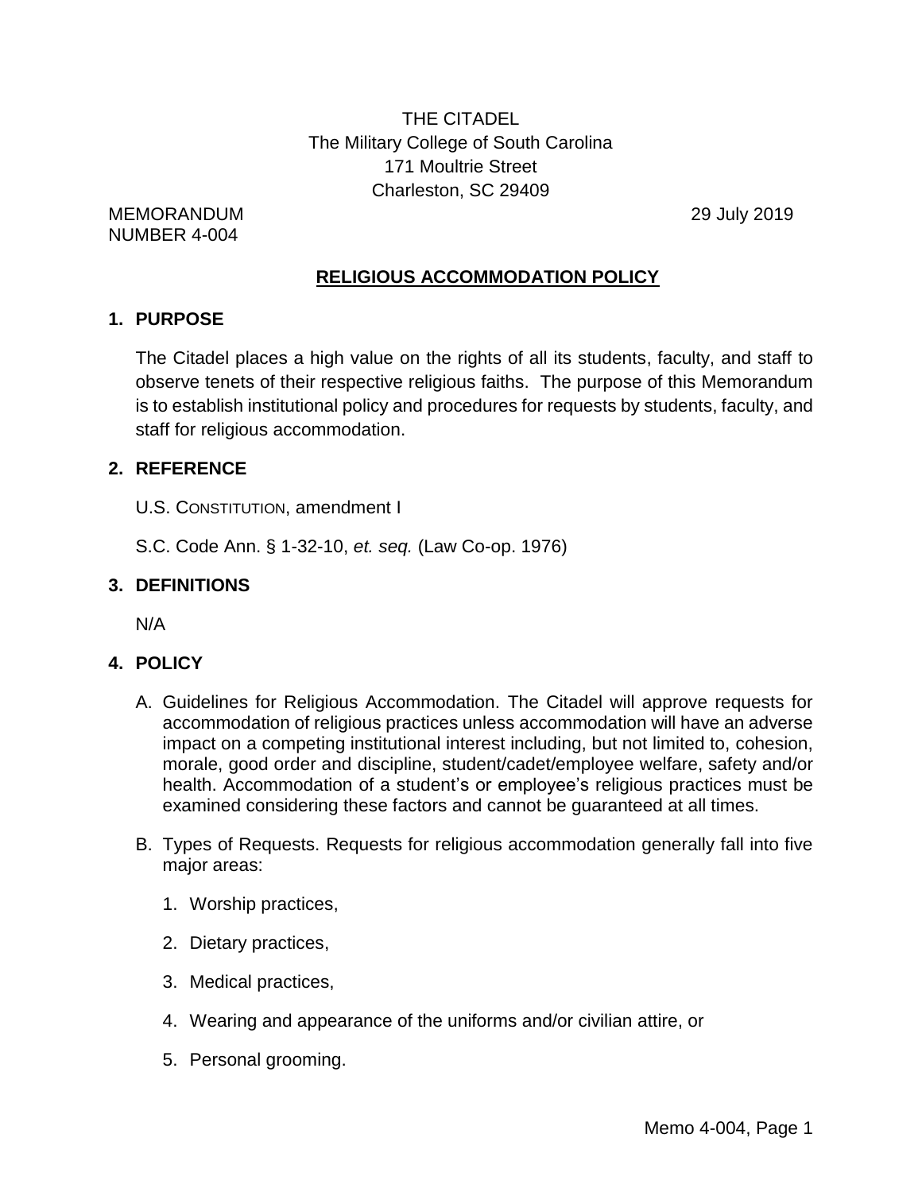THE CITADEL
The Military College of South Carolina
171 Moultrie Street
Charleston, SC 29409

MEMORANDUM
NUMBER 4-004

29 July 2019

## RELIGIOUS ACCOMMODATION POLICY

### 1. PURPOSE

The Citadel places a high value on the rights of all its students, faculty, and staff to observe tenets of their respective religious faiths. The purpose of this Memorandum is to establish institutional policy and procedures for requests by students, faculty, and staff for religious accommodation.

### 2. REFERENCE

U.S. CONSTITUTION, amendment I

S.C. Code Ann. § 1-32-10, *et. seq.* (Law Co-op. 1976)

### 3. DEFINITIONS

N/A

### 4. POLICY

A. Guidelines for Religious Accommodation. The Citadel will approve requests for accommodation of religious practices unless accommodation will have an adverse impact on a competing institutional interest including, but not limited to, cohesion, morale, good order and discipline, student/cadet/employee welfare, safety and/or health. Accommodation of a student's or employee's religious practices must be examined considering these factors and cannot be guaranteed at all times.

B. Types of Requests. Requests for religious accommodation generally fall into five major areas:

1. Worship practices,
2. Dietary practices,
3. Medical practices,
4. Wearing and appearance of the uniforms and/or civilian attire, or
5. Personal grooming.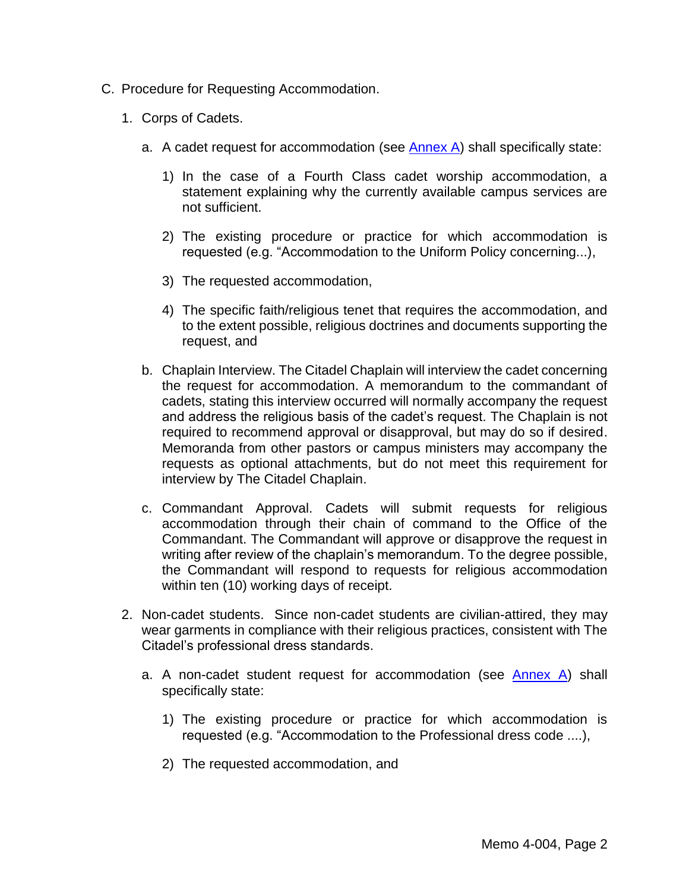C. Procedure for Requesting Accommodation.

1. Corps of Cadets.

   a. A cadet request for accommodation (see Annex A) shall specifically state:

      1) In the case of a Fourth Class cadet worship accommodation, a statement explaining why the currently available campus services are not sufficient.

      2) The existing procedure or practice for which accommodation is requested (e.g. "Accommodation to the Uniform Policy concerning...),

      3) The requested accommodation,

      4) The specific faith/religious tenet that requires the accommodation, and to the extent possible, religious doctrines and documents supporting the request, and

   b. Chaplain Interview. The Citadel Chaplain will interview the cadet concerning the request for accommodation. A memorandum to the commandant of cadets, stating this interview occurred will normally accompany the request and address the religious basis of the cadet's request. The Chaplain is not required to recommend approval or disapproval, but may do so if desired. Memoranda from other pastors or campus ministers may accompany the requests as optional attachments, but do not meet this requirement for interview by The Citadel Chaplain.

   c. Commandant Approval. Cadets will submit requests for religious accommodation through their chain of command to the Office of the Commandant. The Commandant will approve or disapprove the request in writing after review of the chaplain's memorandum. To the degree possible, the Commandant will respond to requests for religious accommodation within ten (10) working days of receipt.

2. Non-cadet students. Since non-cadet students are civilian-attired, they may wear garments in compliance with their religious practices, consistent with The Citadel's professional dress standards.

   a. A non-cadet student request for accommodation (see Annex A) shall specifically state:

      1) The existing procedure or practice for which accommodation is requested (e.g. "Accommodation to the Professional dress code ....),

      2) The requested accommodation, and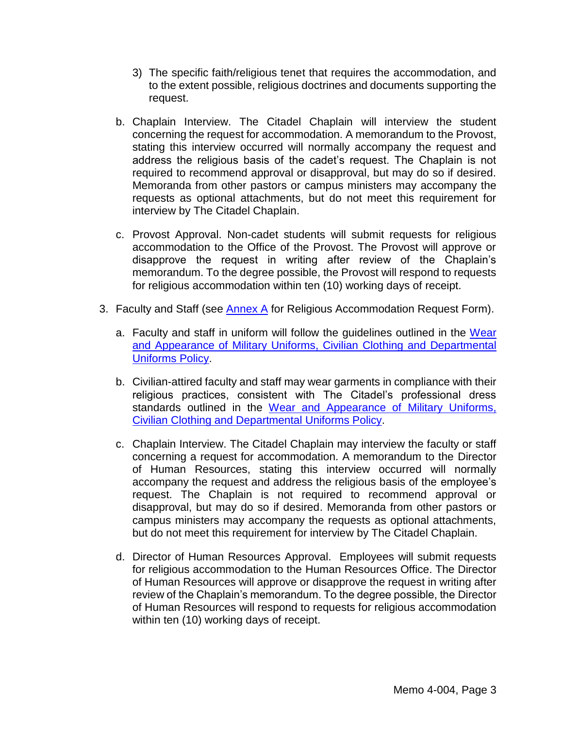3) The specific faith/religious tenet that requires the accommodation, and to the extent possible, religious doctrines and documents supporting the request.

b. Chaplain Interview. The Citadel Chaplain will interview the student concerning the request for accommodation. A memorandum to the Provost, stating this interview occurred will normally accompany the request and address the religious basis of the cadet's request. The Chaplain is not required to recommend approval or disapproval, but may do so if desired. Memoranda from other pastors or campus ministers may accompany the requests as optional attachments, but do not meet this requirement for interview by The Citadel Chaplain.

c. Provost Approval. Non-cadet students will submit requests for religious accommodation to the Office of the Provost. The Provost will approve or disapprove the request in writing after review of the Chaplain's memorandum. To the degree possible, the Provost will respond to requests for religious accommodation within ten (10) working days of receipt.

3. Faculty and Staff (see Annex A for Religious Accommodation Request Form).

   a. Faculty and staff in uniform will follow the guidelines outlined in the Wear and Appearance of Military Uniforms, Civilian Clothing and Departmental Uniforms Policy.

   b. Civilian-attired faculty and staff may wear garments in compliance with their religious practices, consistent with The Citadel's professional dress standards outlined in the Wear and Appearance of Military Uniforms, Civilian Clothing and Departmental Uniforms Policy.

   c. Chaplain Interview. The Citadel Chaplain may interview the faculty or staff concerning a request for accommodation. A memorandum to the Director of Human Resources, stating this interview occurred will normally accompany the request and address the religious basis of the employee's request. The Chaplain is not required to recommend approval or disapproval, but may do so if desired. Memoranda from other pastors or campus ministers may accompany the requests as optional attachments, but do not meet this requirement for interview by The Citadel Chaplain.

   d. Director of Human Resources Approval. Employees will submit requests for religious accommodation to the Human Resources Office. The Director of Human Resources will approve or disapprove the request in writing after review of the Chaplain's memorandum. To the degree possible, the Director of Human Resources will respond to requests for religious accommodation within ten (10) working days of receipt.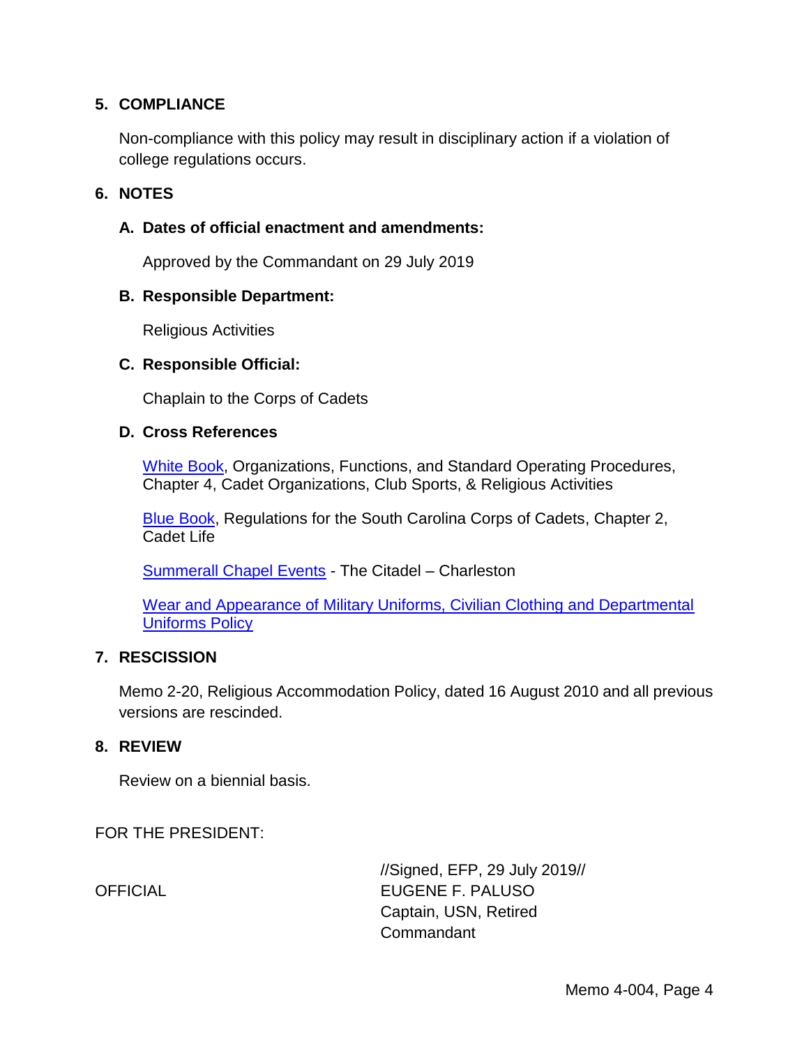## 5. COMPLIANCE

Non-compliance with this policy may result in disciplinary action if a violation of college regulations occurs.

## 6. NOTES

### A. Dates of official enactment and amendments:

Approved by the Commandant on 29 July 2019

### B. Responsible Department:

Religious Activities

### C. Responsible Official:

Chaplain to the Corps of Cadets

### D. Cross References

White Book, Organizations, Functions, and Standard Operating Procedures, Chapter 4, Cadet Organizations, Club Sports, & Religious Activities

Blue Book, Regulations for the South Carolina Corps of Cadets, Chapter 2, Cadet Life

Summerall Chapel Events - The Citadel – Charleston

Wear and Appearance of Military Uniforms, Civilian Clothing and Departmental Uniforms Policy

## 7. RESCISSION

Memo 2-20, Religious Accommodation Policy, dated 16 August 2010 and all previous versions are rescinded.

## 8. REVIEW

Review on a biennial basis.

FOR THE PRESIDENT:

OFFICIAL

//Signed, EFP, 29 July 2019//
EUGENE F. PALUSO
Captain, USN, Retired
Commandant

Memo 4-004, Page 4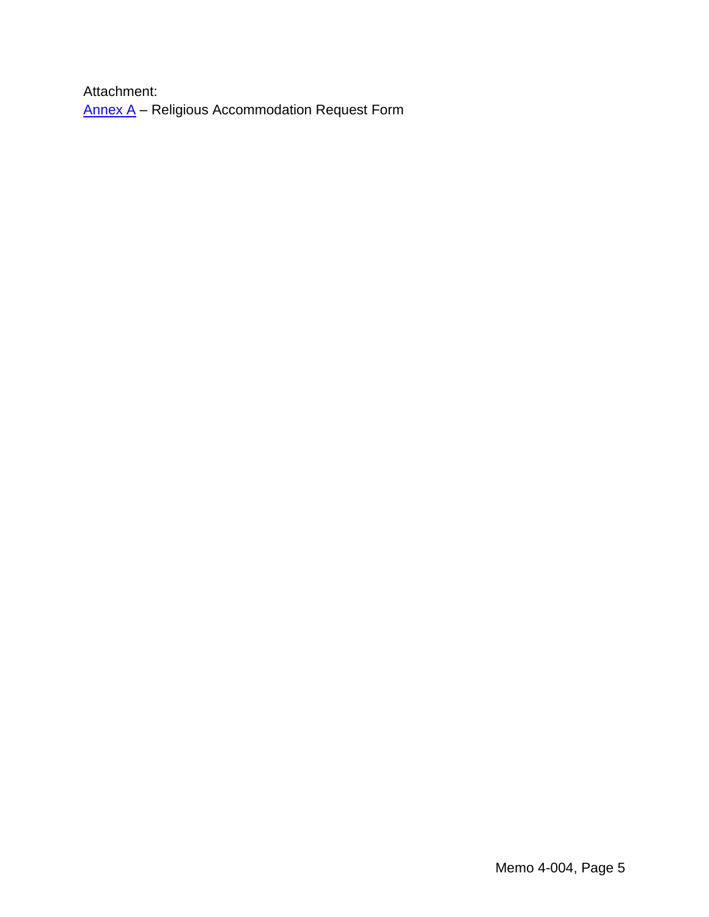Attachment:
Annex A – Religious Accommodation Request Form